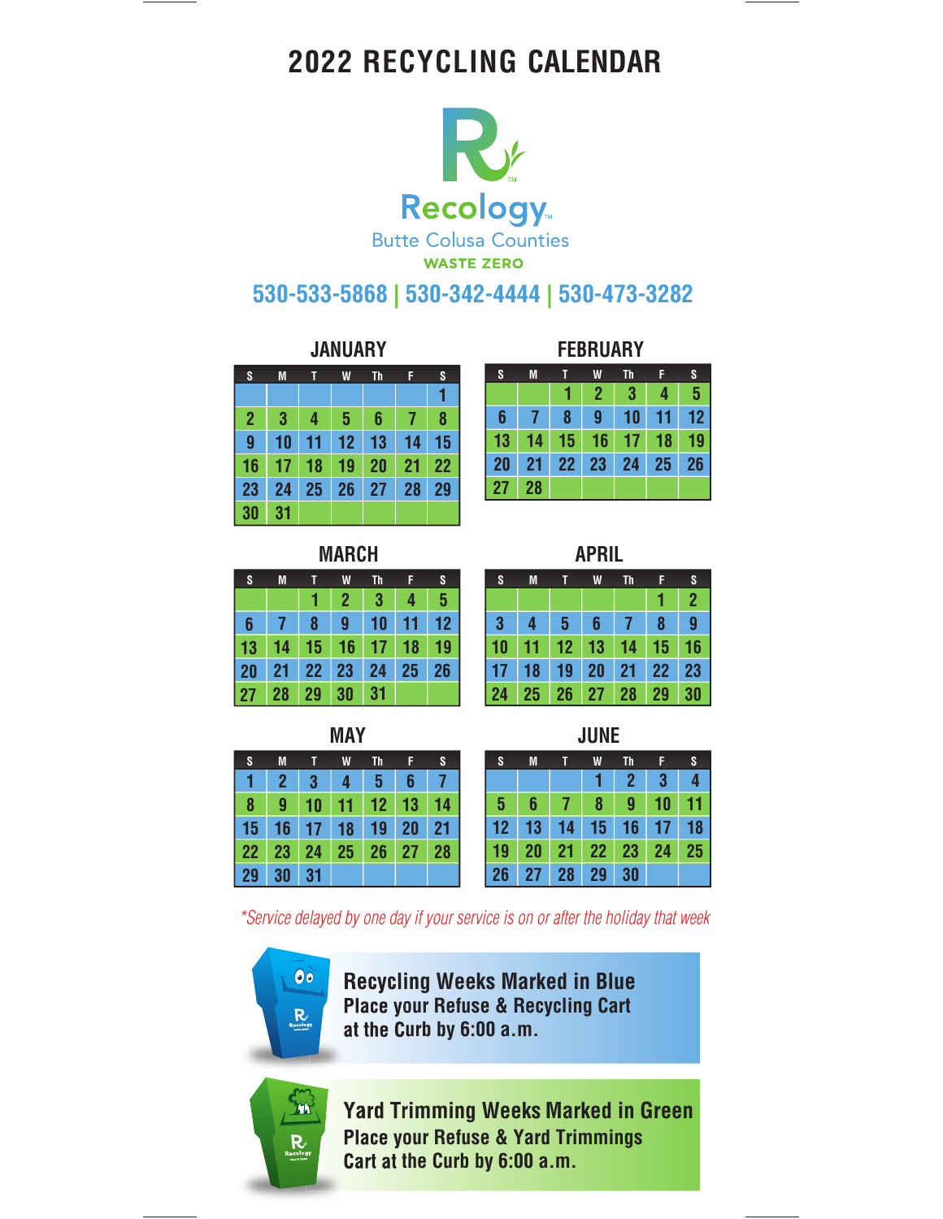# 2022 RECYCLING CALENDAR

Recology
Butte Colusa Counties
WASTE ZERO

**530-533-5868 | 530-342-4444 | 530-473-3282**

### JANUARY

| S | M | T | W | Th | F | S |
|---|---|---|---|---|---|---|
| | | | | | | 1 |
| 2 | 3 | 4 | 5 | 6 | 7 | 8 |
| 9 | 10 | 11 | 12 | 13 | 14 | 15 |
| 16 | 17 | 18 | 19 | 20 | 21 | 22 |
| 23 | 24 | 25 | 26 | 27 | 28 | 29 |
| 30 | 31 | | | | | |

### FEBRUARY

| S | M | T | W | Th | F | S |
|---|---|---|---|---|---|---|
| | | 1 | 2 | 3 | 4 | 5 |
| 6 | 7 | 8 | 9 | 10 | 11 | 12 |
| 13 | 14 | 15 | 16 | 17 | 18 | 19 |
| 20 | 21 | 22 | 23 | 24 | 25 | 26 |
| 27 | 28 | | | | | |

### MARCH

| S | M | T | W | Th | F | S |
|---|---|---|---|---|---|---|
| | | 1 | 2 | 3 | 4 | 5 |
| 6 | 7 | 8 | 9 | 10 | 11 | 12 |
| 13 | 14 | 15 | 16 | 17 | 18 | 19 |
| 20 | 21 | 22 | 23 | 24 | 25 | 26 |
| 27 | 28 | 29 | 30 | 31 | | |

### APRIL

| S | M | T | W | Th | F | S |
|---|---|---|---|---|---|---|
| | | | | | 1 | 2 |
| 3 | 4 | 5 | 6 | 7 | 8 | 9 |
| 10 | 11 | 12 | 13 | 14 | 15 | 16 |
| 17 | 18 | 19 | 20 | 21 | 22 | 23 |
| 24 | 25 | 26 | 27 | 28 | 29 | 30 |

### MAY

| S | M | T | W | Th | F | S |
|---|---|---|---|---|---|---|
| 1 | 2 | 3 | 4 | 5 | 6 | 7 |
| 8 | 9 | 10 | 11 | 12 | 13 | 14 |
| 15 | 16 | 17 | 18 | 19 | 20 | 21 |
| 22 | 23 | 24 | 25 | 26 | 27 | 28 |
| 29 | 30 | 31 | | | | |

### JUNE

| S | M | T | W | Th | F | S |
|---|---|---|---|---|---|---|
| | | | 1 | 2 | 3 | 4 |
| 5 | 6 | 7 | 8 | 9 | 10 | 11 |
| 12 | 13 | 14 | 15 | 16 | 17 | 18 |
| 19 | 20 | 21 | 22 | 23 | 24 | 25 |
| 26 | 27 | 28 | 29 | 30 | | |

*\*Service delayed by one day if your service is on or after the holiday that week*

**Recycling Weeks Marked in Blue**
**Place your Refuse & Recycling Cart at the Curb by 6:00 a.m.**

**Yard Trimming Weeks Marked in Green**
**Place your Refuse & Yard Trimmings Cart at the Curb by 6:00 a.m.**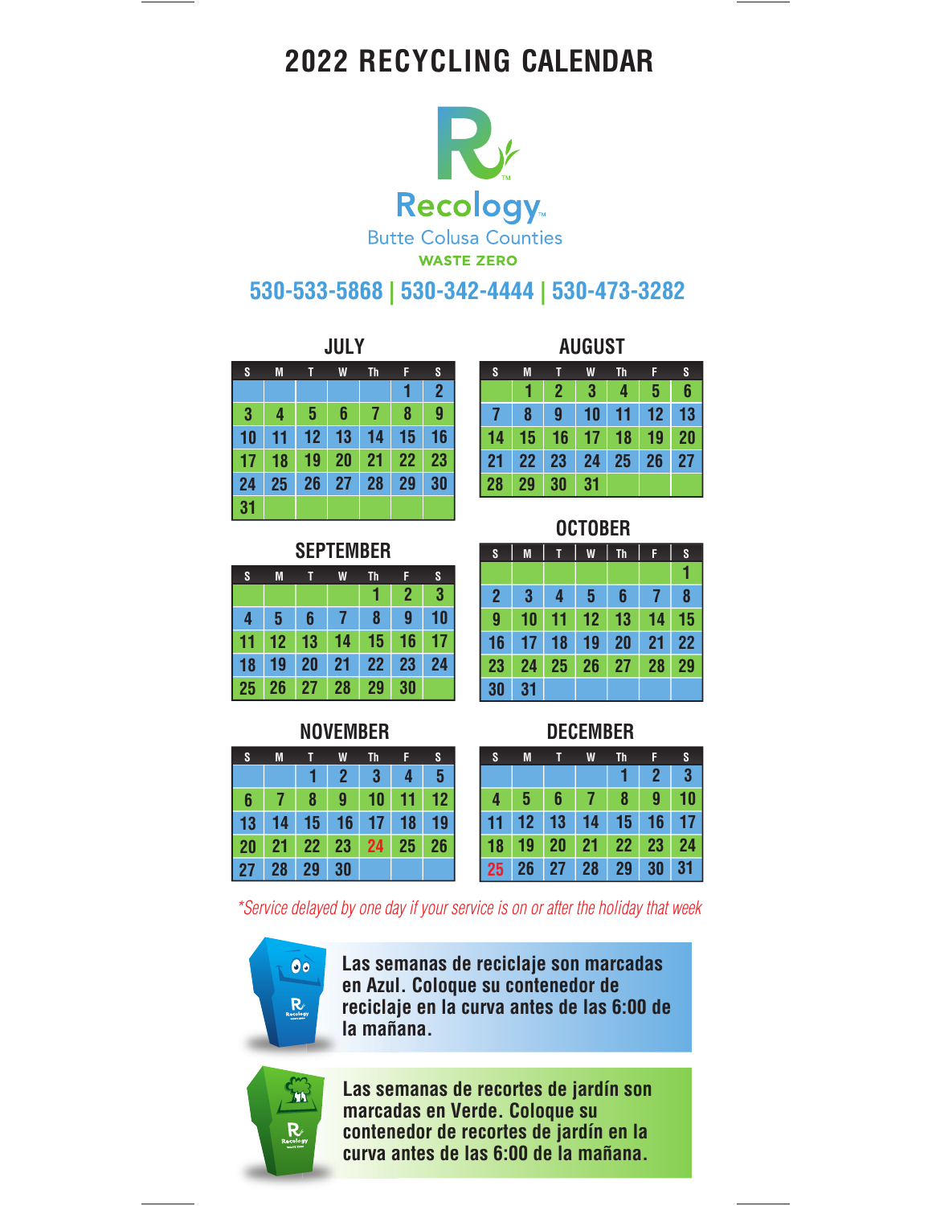# 2022 RECYCLING CALENDAR

Recology

Butte Colusa Counties

WASTE ZERO

530-533-5868 | 530-342-4444 | 530-473-3282

## JULY

| S | M | T | W | Th | F | S |
|---|---|---|---|---|---|---|
| | | | | | 1 | 2 |
| 3 | 4 | 5 | 6 | 7 | 8 | 9 |
| 10 | 11 | 12 | 13 | 14 | 15 | 16 |
| 17 | 18 | 19 | 20 | 21 | 22 | 23 |
| 24 | 25 | 26 | 27 | 28 | 29 | 30 |
| 31 | | | | | | |

## AUGUST

| S | M | T | W | Th | F | S |
|---|---|---|---|---|---|---|
| | 1 | 2 | 3 | 4 | 5 | 6 |
| 7 | 8 | 9 | 10 | 11 | 12 | 13 |
| 14 | 15 | 16 | 17 | 18 | 19 | 20 |
| 21 | 22 | 23 | 24 | 25 | 26 | 27 |
| 28 | 29 | 30 | 31 | | | |

## SEPTEMBER

| S | M | T | W | Th | F | S |
|---|---|---|---|---|---|---|
| | | | | 1 | 2 | 3 |
| 4 | 5 | 6 | 7 | 8 | 9 | 10 |
| 11 | 12 | 13 | 14 | 15 | 16 | 17 |
| 18 | 19 | 20 | 21 | 22 | 23 | 24 |
| 25 | 26 | 27 | 28 | 29 | 30 | |

## OCTOBER

| S | M | T | W | Th | F | S |
|---|---|---|---|---|---|---|
| | | | | | | 1 |
| 2 | 3 | 4 | 5 | 6 | 7 | 8 |
| 9 | 10 | 11 | 12 | 13 | 14 | 15 |
| 16 | 17 | 18 | 19 | 20 | 21 | 22 |
| 23 | 24 | 25 | 26 | 27 | 28 | 29 |
| 30 | 31 | | | | | |

## NOVEMBER

| S | M | T | W | Th | F | S |
|---|---|---|---|---|---|---|
| | | 1 | 2 | 3 | 4 | 5 |
| 6 | 7 | 8 | 9 | 10 | 11 | 12 |
| 13 | 14 | 15 | 16 | 17 | 18 | 19 |
| 20 | 21 | 22 | 23 | 24 | 25 | 26 |
| 27 | 28 | 29 | 30 | | | |

## DECEMBER

| S | M | T | W | Th | F | S |
|---|---|---|---|---|---|---|
| | | | | 1 | 2 | 3 |
| 4 | 5 | 6 | 7 | 8 | 9 | 10 |
| 11 | 12 | 13 | 14 | 15 | 16 | 17 |
| 18 | 19 | 20 | 21 | 22 | 23 | 24 |
| 25 | 26 | 27 | 28 | 29 | 30 | 31 |

*\*Service delayed by one day if your service is on or after the holiday that week*

**Las semanas de reciclaje son marcadas en Azul. Coloque su contenedor de reciclaje en la curva antes de las 6:00 de la mañana.**

**Las semanas de recortes de jardín son marcadas en Verde. Coloque su contenedor de recortes de jardín en la curva antes de las 6:00 de la mañana.**